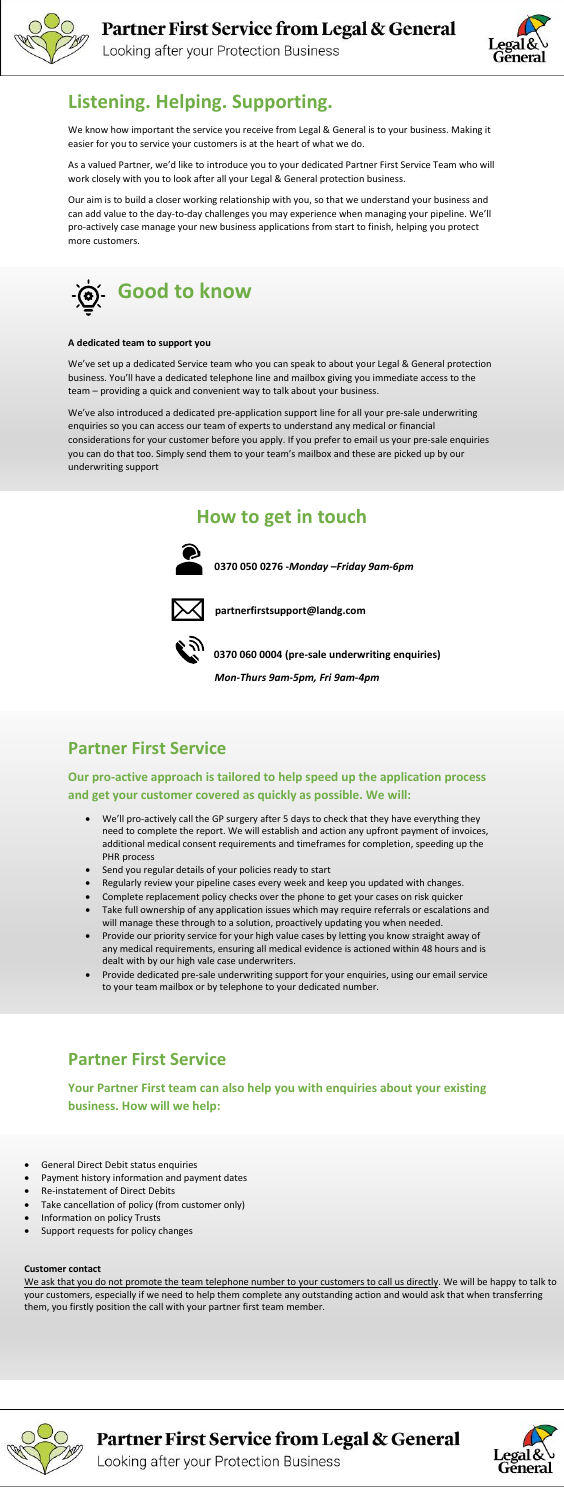# Listening. Helping. Supporting.

We know how important the service you receive from Legal & General is to your business. Making it easier for you to service your customers is at the heart of what we do.

As a valued Partner, we'd like to introduce you to your dedicated Partner First Service Team who will work closely with you to look after all your Legal & General protection business.

Our aim is to build a closer working relationship with you, so that we understand your business and can add value to the day-to-day challenges you may experience when managing your pipeline. We'll pro-actively case manage your new business applications from start to finish, helping you protect more customers.

## Good to know

**A dedicated team to support you**

We've set up a dedicated Service team who you can speak to about your Legal & General protection business. You'll have a dedicated telephone line and mailbox giving you immediate access to the team – providing a quick and convenient way to talk about your business.

We've also introduced a dedicated pre-application support line for all your pre-sale underwriting enquiries so you can access our team of experts to understand any medical or financial considerations for your customer before you apply. If you prefer to email us your pre-sale enquiries you can do that too. Simply send them to your team's mailbox and these are picked up by our underwriting support

## How to get in touch

**0370 050 0276** -*Monday –Friday 9am-6pm*

**partnerfirstsupport@landg.com**

**0370 060 0004 (pre-sale underwriting enquiries)**

*Mon-Thurs 9am-5pm, Fri 9am-4pm*

## Partner First Service

**Our pro-active approach is tailored to help speed up the application process and get your customer covered as quickly as possible. We will:**

- We'll pro-actively call the GP surgery after 5 days to check that they have everything they need to complete the report. We will establish and action any upfront payment of invoices, additional medical consent requirements and timeframes for completion, speeding up the PHR process
- Send you regular details of your policies ready to start
- Regularly review your pipeline cases every week and keep you updated with changes.
- Complete replacement policy checks over the phone to get your cases on risk quicker
- Take full ownership of any application issues which may require referrals or escalations and will manage these through to a solution, proactively updating you when needed.
- Provide our priority service for your high value cases by letting you know straight away of any medical requirements, ensuring all medical evidence is actioned within 48 hours and is dealt with by our high vale case underwriters.
- Provide dedicated pre-sale underwriting support for your enquiries, using our email service to your team mailbox or by telephone to your dedicated number.

## Partner First Service

**Your Partner First team can also help you with enquiries about your existing business. How will we help:**

- General Direct Debit status enquiries
- Payment history information and payment dates
- Re-instatement of Direct Debits
- Take cancellation of policy (from customer only)
- Information on policy Trusts
- Support requests for policy changes

**Customer contact**

We ask that you do not promote the team telephone number to your customers to call us directly. We will be happy to talk to your customers, especially if we need to help them complete any outstanding action and would ask that when transferring them, you firstly position the call with your partner first team member.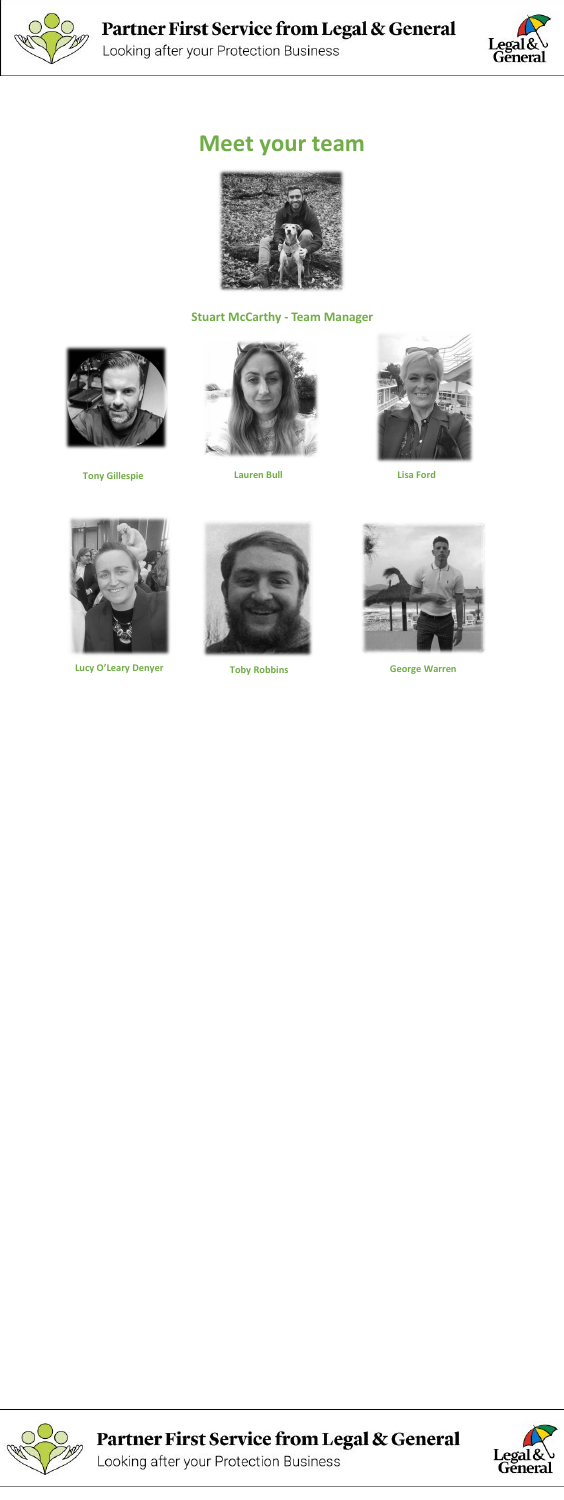## Meet your team

**Stuart McCarthy - Team Manager**

**Tony Gillespie**

**Lauren Bull**

**Lisa Ford**

**Lucy O'Leary Denyer**

**Toby Robbins**

**George Warren**